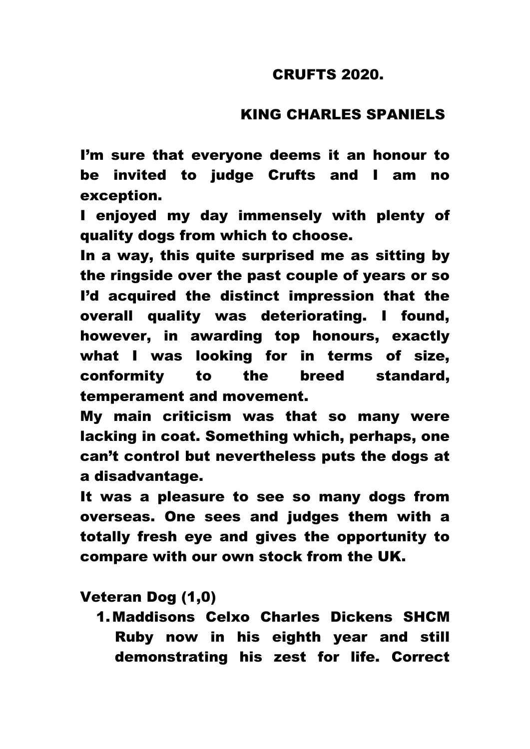# CRUFTS 2020.

## KING CHARLES SPANIELS

I'm sure that everyone deems it an honour to be invited to judge Crufts and I am no exception.

I enjoyed my day immensely with plenty of quality dogs from which to choose.

In a way, this quite surprised me as sitting by the ringside over the past couple of years or so I'd acquired the distinct impression that the overall quality was deteriorating. I found, however, in awarding top honours, exactly what I was looking for in terms of size, conformity to the breed standard, temperament and movement.

My main criticism was that so many were lacking in coat. Something which, perhaps, one can't control but nevertheless puts the dogs at a disadvantage.

It was a pleasure to see so many dogs from overseas. One sees and judges them with a totally fresh eye and gives the opportunity to compare with our own stock from the UK.

Veteran Dog (1,0)

1. Maddisons Celxo Charles Dickens SHCM Ruby now in his eighth year and still demonstrating his zest for life. Correct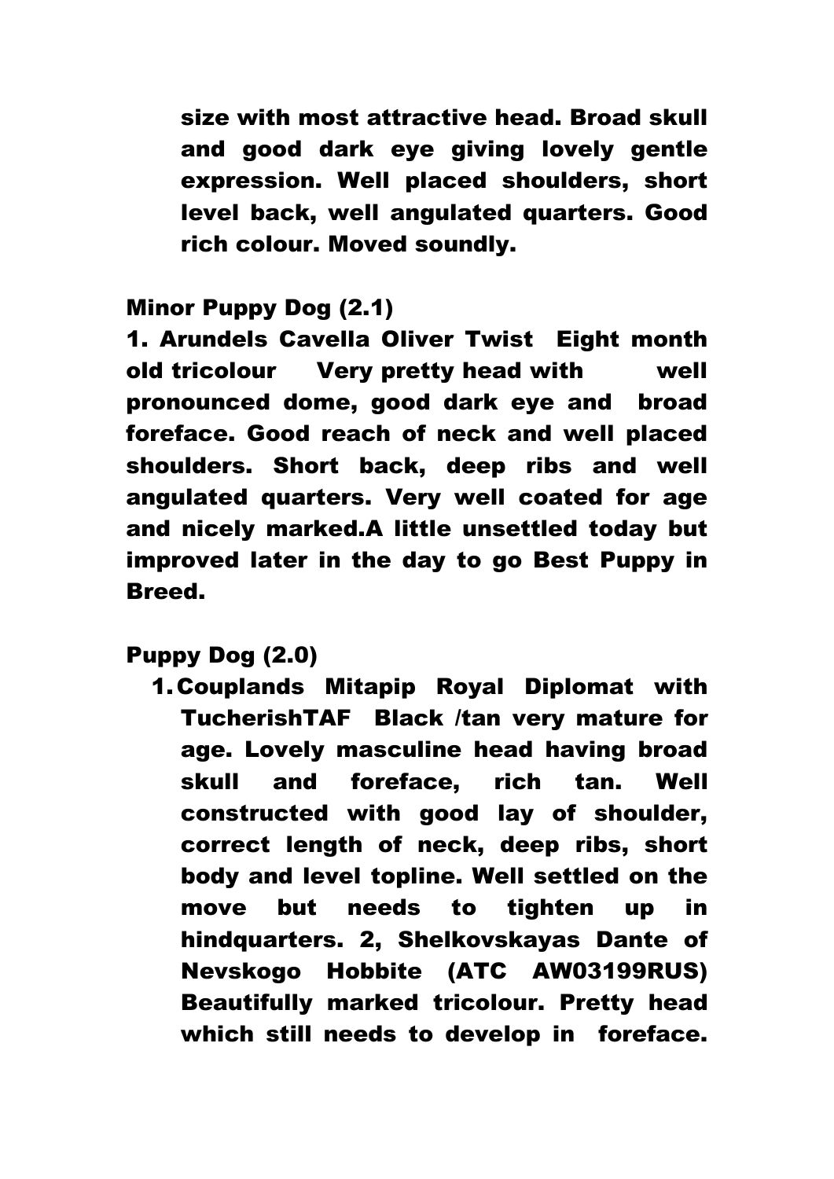size with most attractive head. Broad skull and good dark eye giving lovely gentle expression. Well placed shoulders, short level back, well angulated quarters. Good rich colour. Moved soundly.

**Minor Puppy Dog (2.1)**

**1. Arundels Cavella Oliver Twist Eight month old tricolour Very pretty head with well pronounced dome, good dark eye and broad foreface. Good reach of neck and well placed shoulders. Short back, deep ribs and well angulated quarters. Very well coated for age and nicely marked.A little unsettled today but improved later in the day to go Best Puppy in Breed.**

**Puppy Dog (2.0)**

1. **Couplands Mitapip Royal Diplomat with TucherishTAF Black /tan very mature for age. Lovely masculine head having broad skull and foreface, rich tan. Well constructed with good lay of shoulder, correct length of neck, deep ribs, short body and level topline. Well settled on the move but needs to tighten up in hindquarters. 2, Shelkovskayas Dante of Nevskogo Hobbite (ATC AW03199RUS) Beautifully marked tricolour. Pretty head which still needs to develop in foreface.**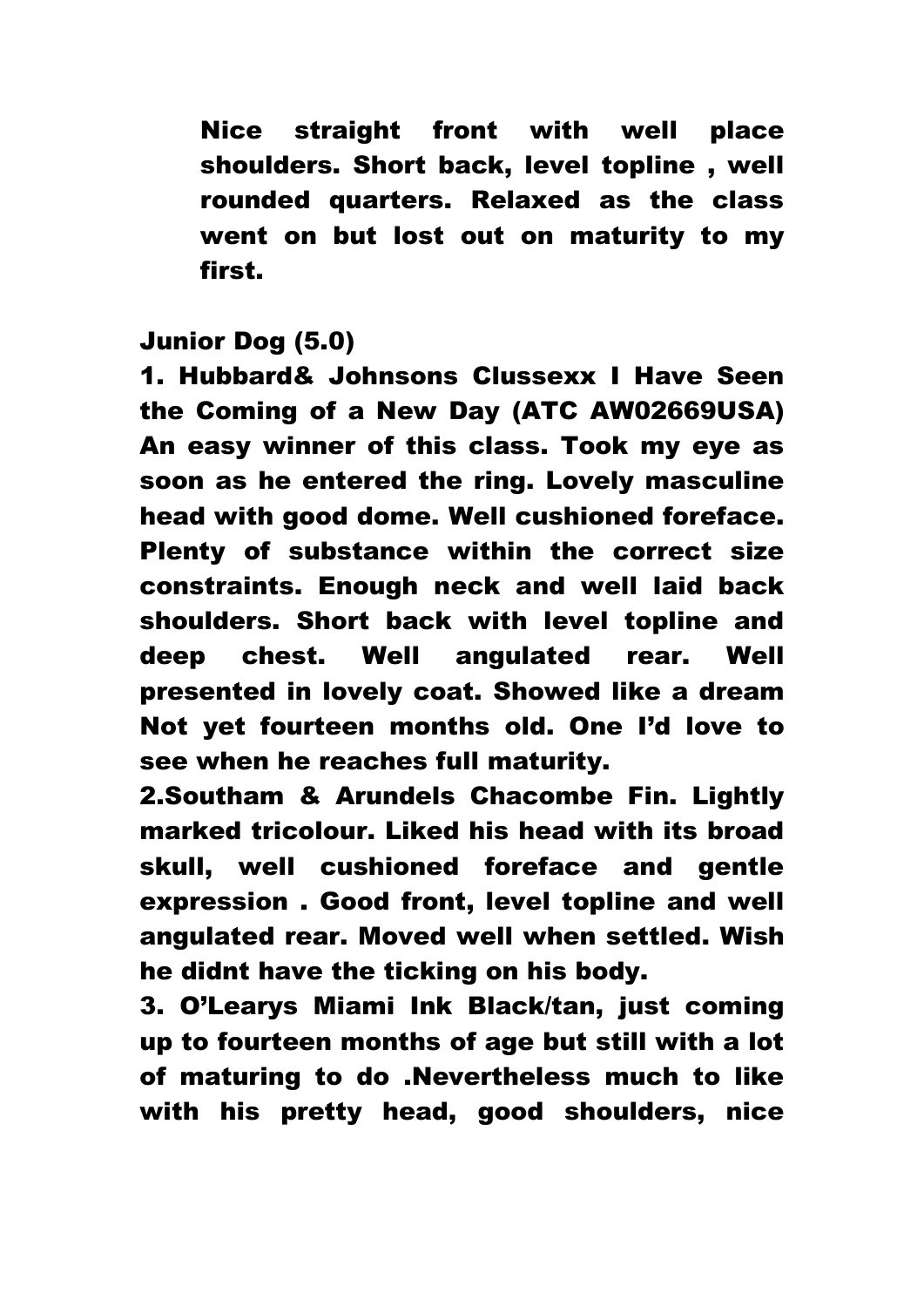Nice straight front with well place shoulders. Short back, level topline , well rounded quarters. Relaxed as the class went on but lost out on maturity to my first.

Junior Dog (5.0)

1. Hubbard& Johnsons Clussexx I Have Seen the Coming of a New Day (ATC AW02669USA) An easy winner of this class. Took my eye as soon as he entered the ring. Lovely masculine head with good dome. Well cushioned foreface. Plenty of substance within the correct size constraints. Enough neck and well laid back shoulders. Short back with level topline and deep chest. Well angulated rear. Well presented in lovely coat. Showed like a dream Not yet fourteen months old. One I'd love to see when he reaches full maturity.

2.Southam & Arundels Chacombe Fin. Lightly marked tricolour. Liked his head with its broad skull, well cushioned foreface and gentle expression . Good front, level topline and well angulated rear. Moved well when settled. Wish he didnt have the ticking on his body.

3. O'Learys Miami Ink Black/tan, just coming up to fourteen months of age but still with a lot of maturing to do .Nevertheless much to like with his pretty head, good shoulders, nice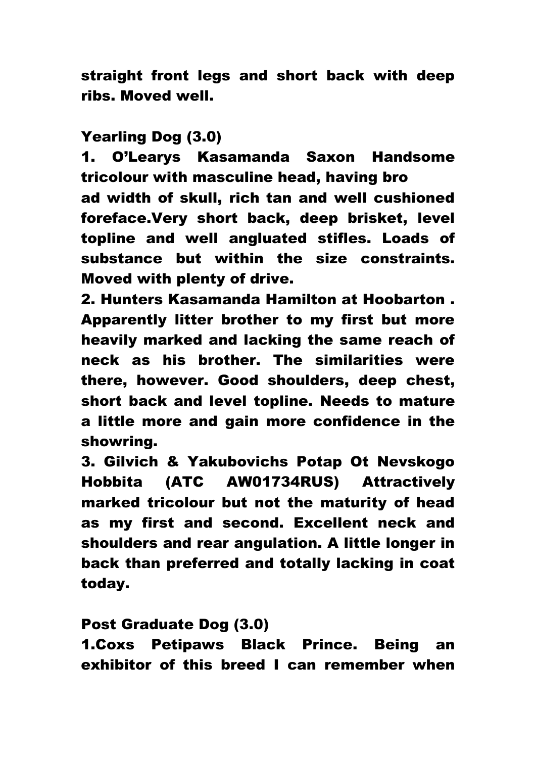**straight front legs and short back with deep ribs. Moved well.**

## Yearling Dog (3.0)

**1. O'Learys Kasamanda Saxon Handsome tricolour with masculine head, having broad width of skull, rich tan and well cushioned foreface.Very short back, deep brisket, level topline and well angluated stifles. Loads of substance but within the size constraints. Moved with plenty of drive.**

**2. Hunters Kasamanda Hamilton at Hoobarton . Apparently litter brother to my first but more heavily marked and lacking the same reach of neck as his brother. The similarities were there, however. Good shoulders, deep chest, short back and level topline. Needs to mature a little more and gain more confidence in the showring.**

**3. Gilvich & Yakubovichs Potap Ot Nevskogo Hobbita (ATC AW01734RUS) Attractively marked tricolour but not the maturity of head as my first and second. Excellent neck and shoulders and rear angulation. A little longer in back than preferred and totally lacking in coat today.**

## Post Graduate Dog (3.0)

**1.Coxs Petipaws Black Prince. Being an exhibitor of this breed I can remember when**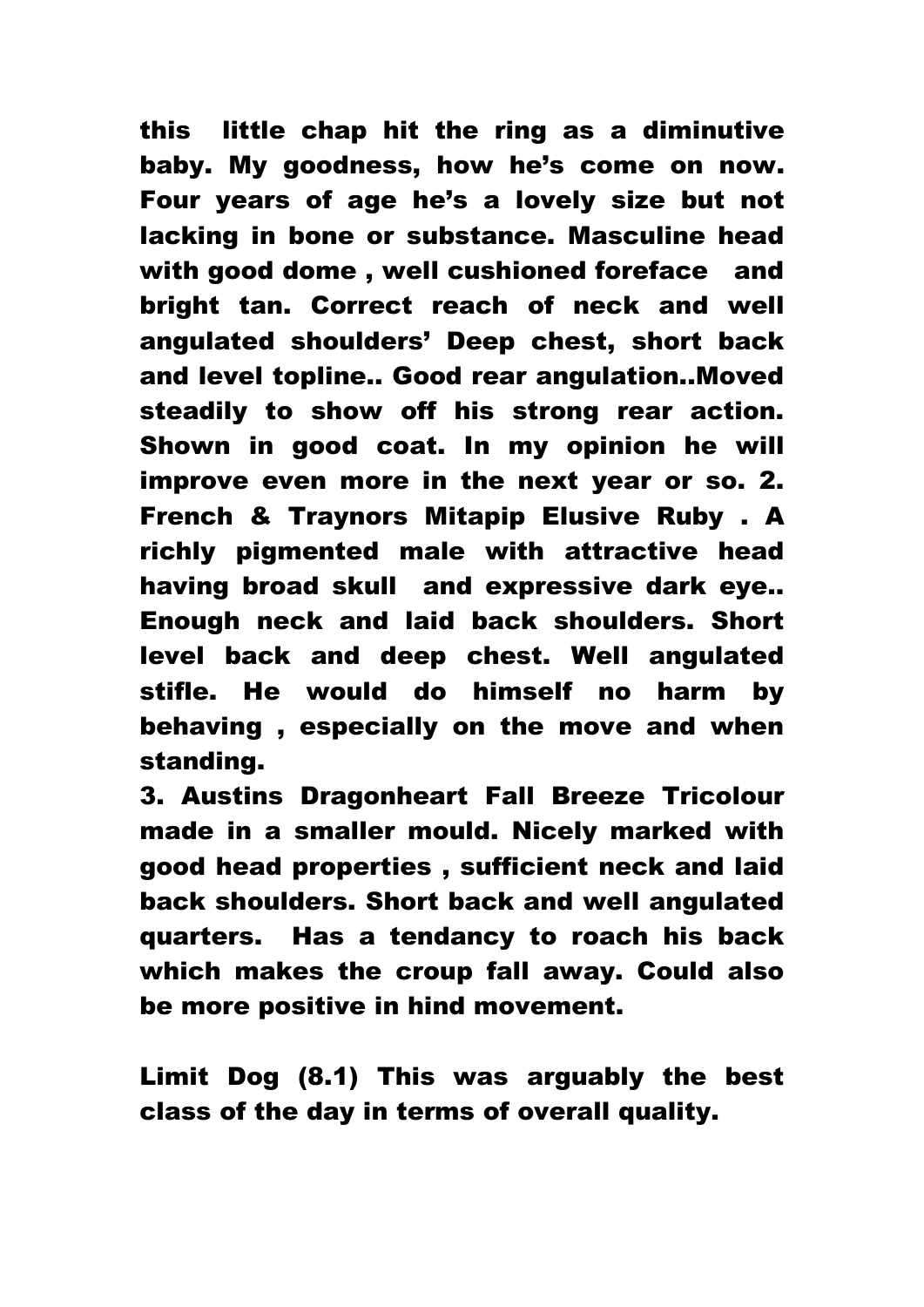**this little chap hit the ring as a diminutive baby. My goodness, how he's come on now. Four years of age he's a lovely size but not lacking in bone or substance. Masculine head with good dome , well cushioned foreface and bright tan. Correct reach of neck and well angulated shoulders' Deep chest, short back and level topline.. Good rear angulation..Moved steadily to show off his strong rear action. Shown in good coat. In my opinion he will improve even more in the next year or so. 2. French & Traynors Mitapip Elusive Ruby . A richly pigmented male with attractive head having broad skull and expressive dark eye.. Enough neck and laid back shoulders. Short level back and deep chest. Well angulated stifle. He would do himself no harm by behaving , especially on the move and when standing.**

**3. Austins Dragonheart Fall Breeze Tricolour made in a smaller mould. Nicely marked with good head properties , sufficient neck and laid back shoulders. Short back and well angulated quarters. Has a tendancy to roach his back which makes the croup fall away. Could also be more positive in hind movement.**

**Limit Dog (8.1) This was arguably the best class of the day in terms of overall quality.**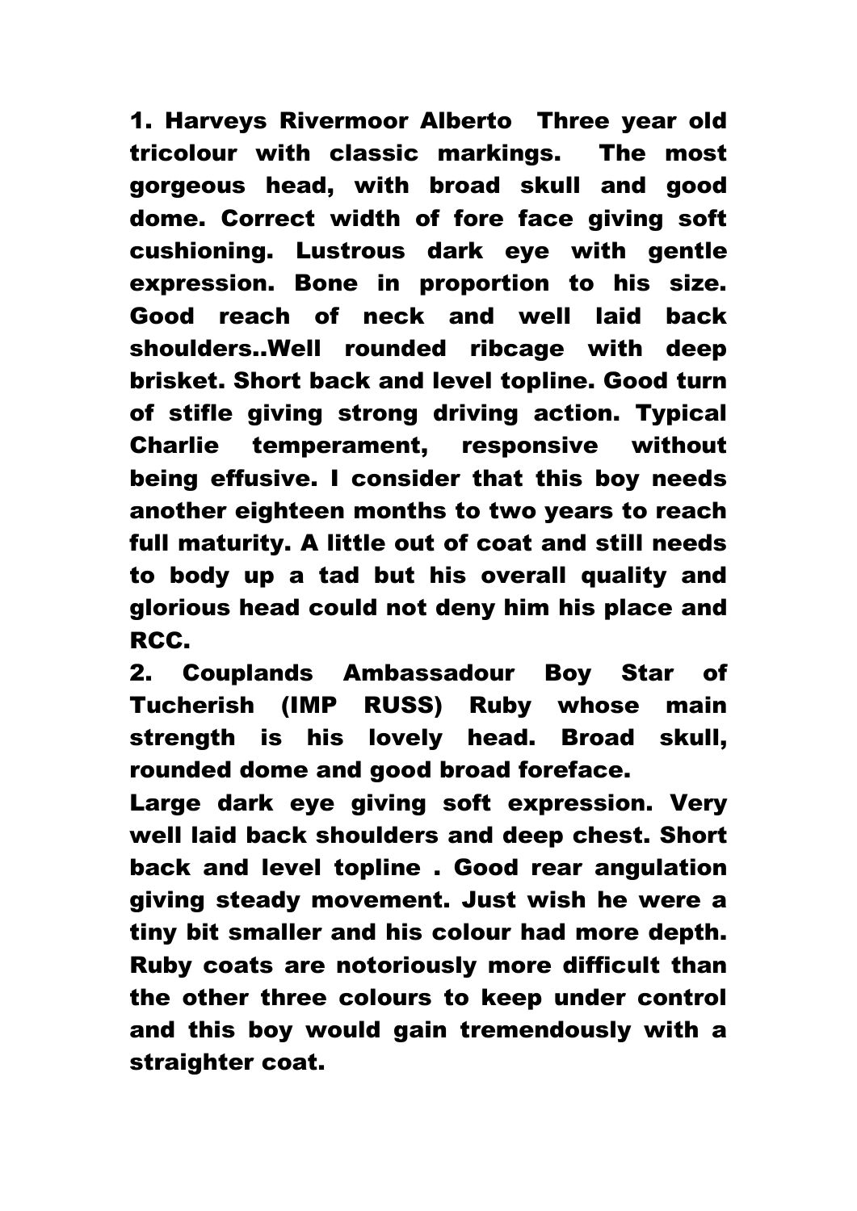**1. Harveys Rivermoor Alberto  Three year old tricolour with classic markings.  The most gorgeous head, with broad skull and good dome. Correct width of fore face giving soft cushioning. Lustrous dark eye with gentle expression. Bone in proportion to his size. Good reach of neck and well laid back shoulders..Well rounded ribcage with deep brisket. Short back and level topline. Good turn of stifle giving strong driving action. Typical Charlie temperament, responsive without being effusive. I consider that this boy needs another eighteen months to two years to reach full maturity. A little out of coat and still needs to body up a tad but his overall quality and glorious head could not deny him his place and RCC.**

**2. Couplands Ambassadour Boy Star of Tucherish (IMP RUSS) Ruby whose main strength is his lovely head. Broad skull, rounded dome and good broad foreface.**

**Large dark eye giving soft expression. Very well laid back shoulders and deep chest. Short back and level topline . Good rear angulation giving steady movement. Just wish he were a tiny bit smaller and his colour had more depth. Ruby coats are notoriously more difficult than the other three colours to keep under control and this boy would gain tremendously with a straighter coat.**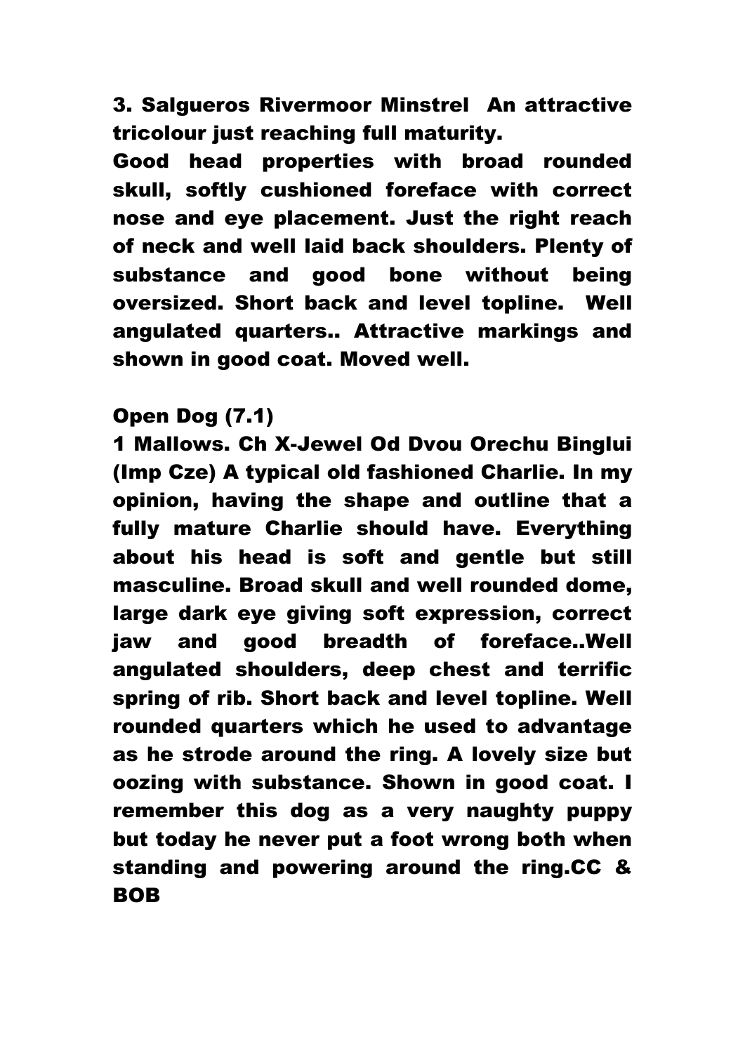**3. Salgueros Rivermoor Minstrel An attractive tricolour just reaching full maturity. Good head properties with broad rounded skull, softly cushioned foreface with correct nose and eye placement. Just the right reach of neck and well laid back shoulders. Plenty of substance and good bone without being oversized. Short back and level topline. Well angulated quarters.. Attractive markings and shown in good coat. Moved well.**

**Open Dog (7.1)**

**1 Mallows. Ch X-Jewel Od Dvou Orechu Binglui (Imp Cze) A typical old fashioned Charlie. In my opinion, having the shape and outline that a fully mature Charlie should have. Everything about his head is soft and gentle but still masculine. Broad skull and well rounded dome, large dark eye giving soft expression, correct jaw and good breadth of foreface..Well angulated shoulders, deep chest and terrific spring of rib. Short back and level topline. Well rounded quarters which he used to advantage as he strode around the ring. A lovely size but oozing with substance. Shown in good coat. I remember this dog as a very naughty puppy but today he never put a foot wrong both when standing and powering around the ring.CC & BOB**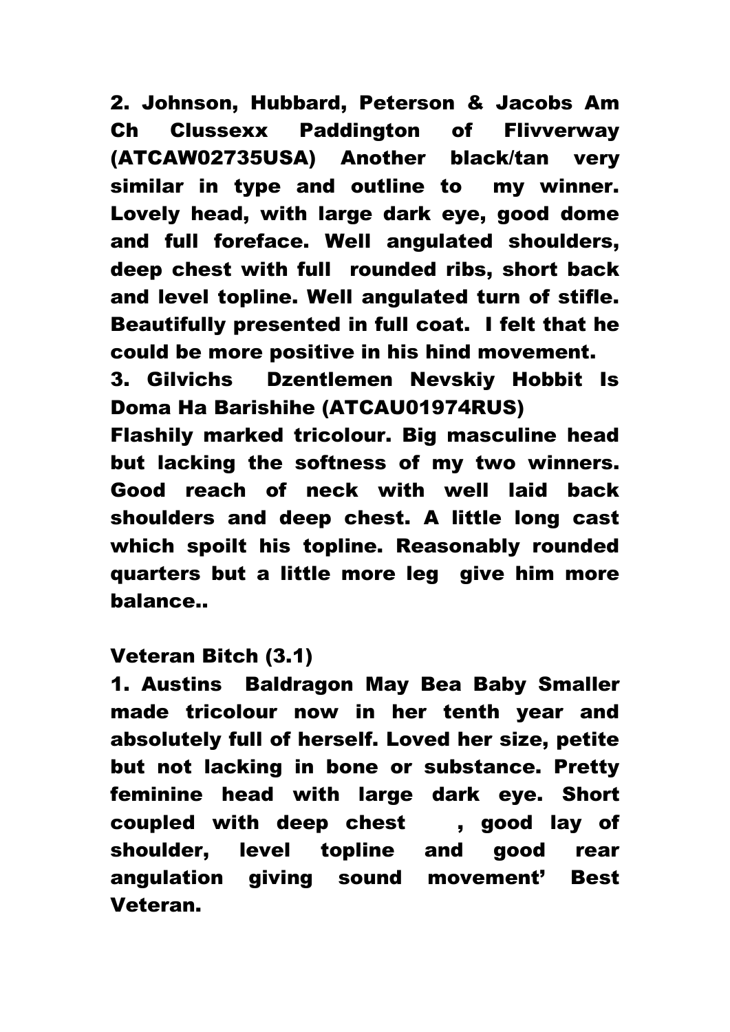**2. Johnson, Hubbard, Peterson & Jacobs Am Ch Clussexx Paddington of Flivverway (ATCAW02735USA) Another black/tan very similar in type and outline to my winner. Lovely head, with large dark eye, good dome and full foreface. Well angulated shoulders, deep chest with full rounded ribs, short back and level topline. Well angulated turn of stifle. Beautifully presented in full coat. I felt that he could be more positive in his hind movement.**

**3. Gilvichs Dzentlemen Nevskiy Hobbit Is Doma Ha Barishihe (ATCAU01974RUS)**

**Flashily marked tricolour. Big masculine head but lacking the softness of my two winners. Good reach of neck with well laid back shoulders and deep chest. A little long cast which spoilt his topline. Reasonably rounded quarters but a little more leg give him more balance..**

**Veteran Bitch (3.1)**

**1. Austins Baldragon May Bea Baby Smaller made tricolour now in her tenth year and absolutely full of herself. Loved her size, petite but not lacking in bone or substance. Pretty feminine head with large dark eye. Short coupled with deep chest , good lay of shoulder, level topline and good rear angulation giving sound movement' Best Veteran.**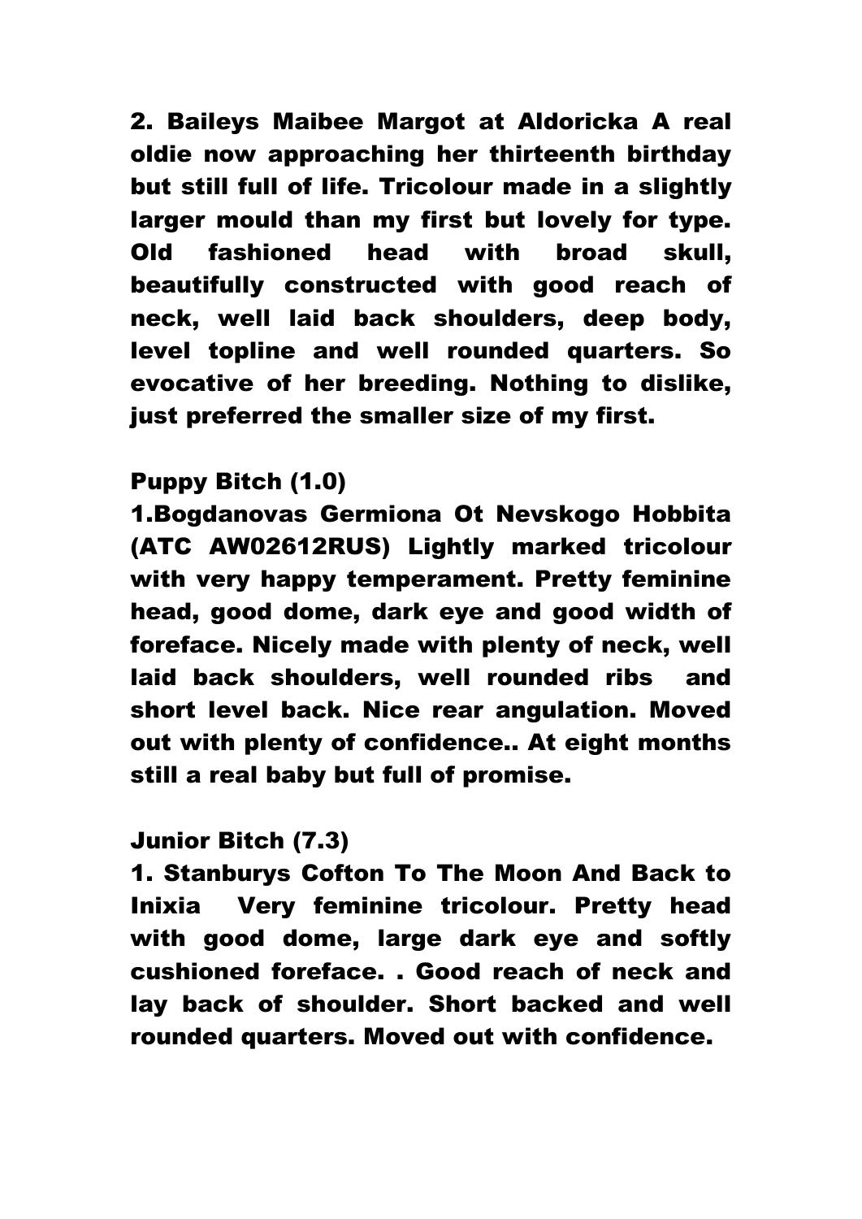2. Baileys Maibee Margot at Aldoricka A real oldie now approaching her thirteenth birthday but still full of life. Tricolour made in a slightly larger mould than my first but lovely for type. Old fashioned head with broad skull, beautifully constructed with good reach of neck, well laid back shoulders, deep body, level topline and well rounded quarters. So evocative of her breeding. Nothing to dislike, just preferred the smaller size of my first.

Puppy Bitch (1.0)

1.Bogdanovas Germiona Ot Nevskogo Hobbita (ATC AW02612RUS) Lightly marked tricolour with very happy temperament. Pretty feminine head, good dome, dark eye and good width of foreface. Nicely made with plenty of neck, well laid back shoulders, well rounded ribs and short level back. Nice rear angulation. Moved out with plenty of confidence.. At eight months still a real baby but full of promise.

Junior Bitch (7.3)

1. Stanburys Cofton To The Moon And Back to Inixia Very feminine tricolour. Pretty head with good dome, large dark eye and softly cushioned foreface. . Good reach of neck and lay back of shoulder. Short backed and well rounded quarters. Moved out with confidence.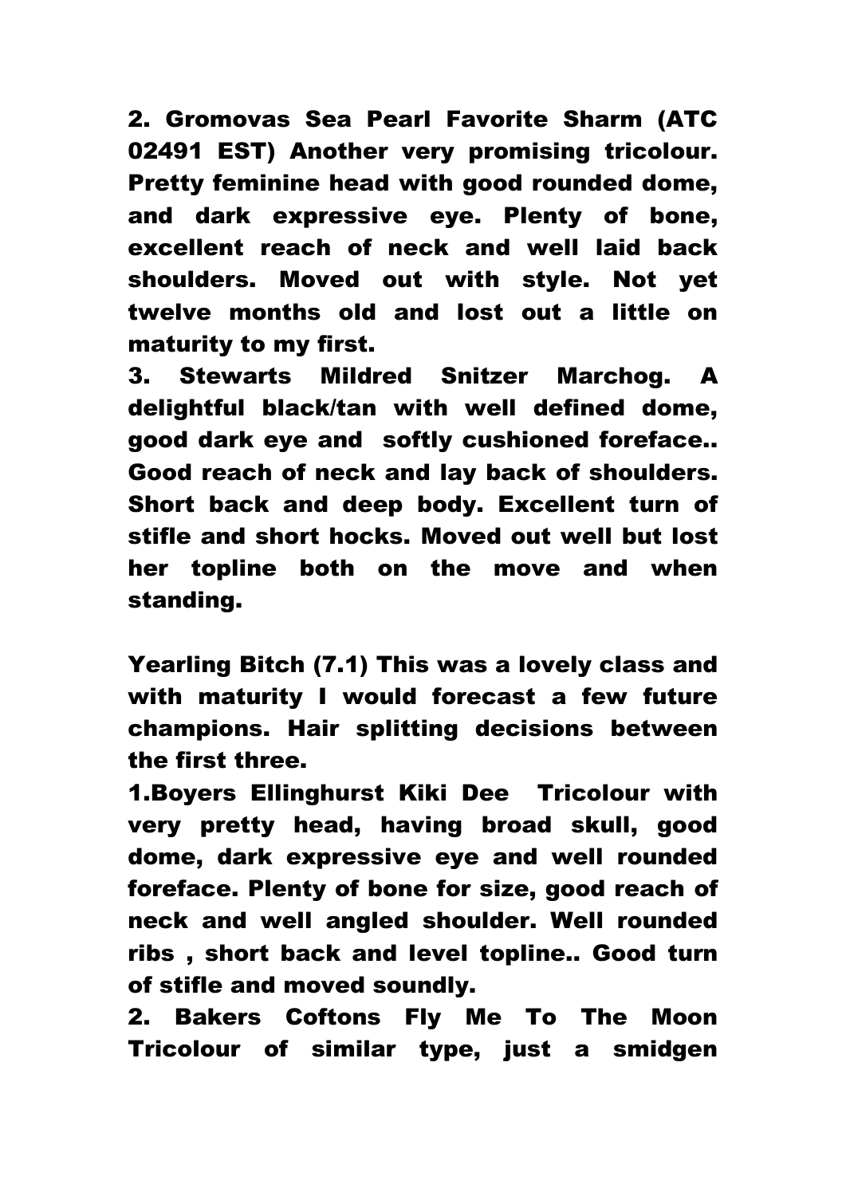**2. Gromovas Sea Pearl Favorite Sharm (ATC 02491 EST) Another very promising tricolour. Pretty feminine head with good rounded dome, and dark expressive eye. Plenty of bone, excellent reach of neck and well laid back shoulders. Moved out with style. Not yet twelve months old and lost out a little on maturity to my first.**

**3. Stewarts Mildred Snitzer Marchog. A delightful black/tan with well defined dome, good dark eye and softly cushioned foreface.. Good reach of neck and lay back of shoulders. Short back and deep body. Excellent turn of stifle and short hocks. Moved out well but lost her topline both on the move and when standing.**

**Yearling Bitch (7.1) This was a lovely class and with maturity I would forecast a few future champions. Hair splitting decisions between the first three.**

**1.Boyers Ellinghurst Kiki Dee Tricolour with very pretty head, having broad skull, good dome, dark expressive eye and well rounded foreface. Plenty of bone for size, good reach of neck and well angled shoulder. Well rounded ribs , short back and level topline.. Good turn of stifle and moved soundly.**

**2. Bakers Coftons Fly Me To The Moon Tricolour of similar type, just a smidgen**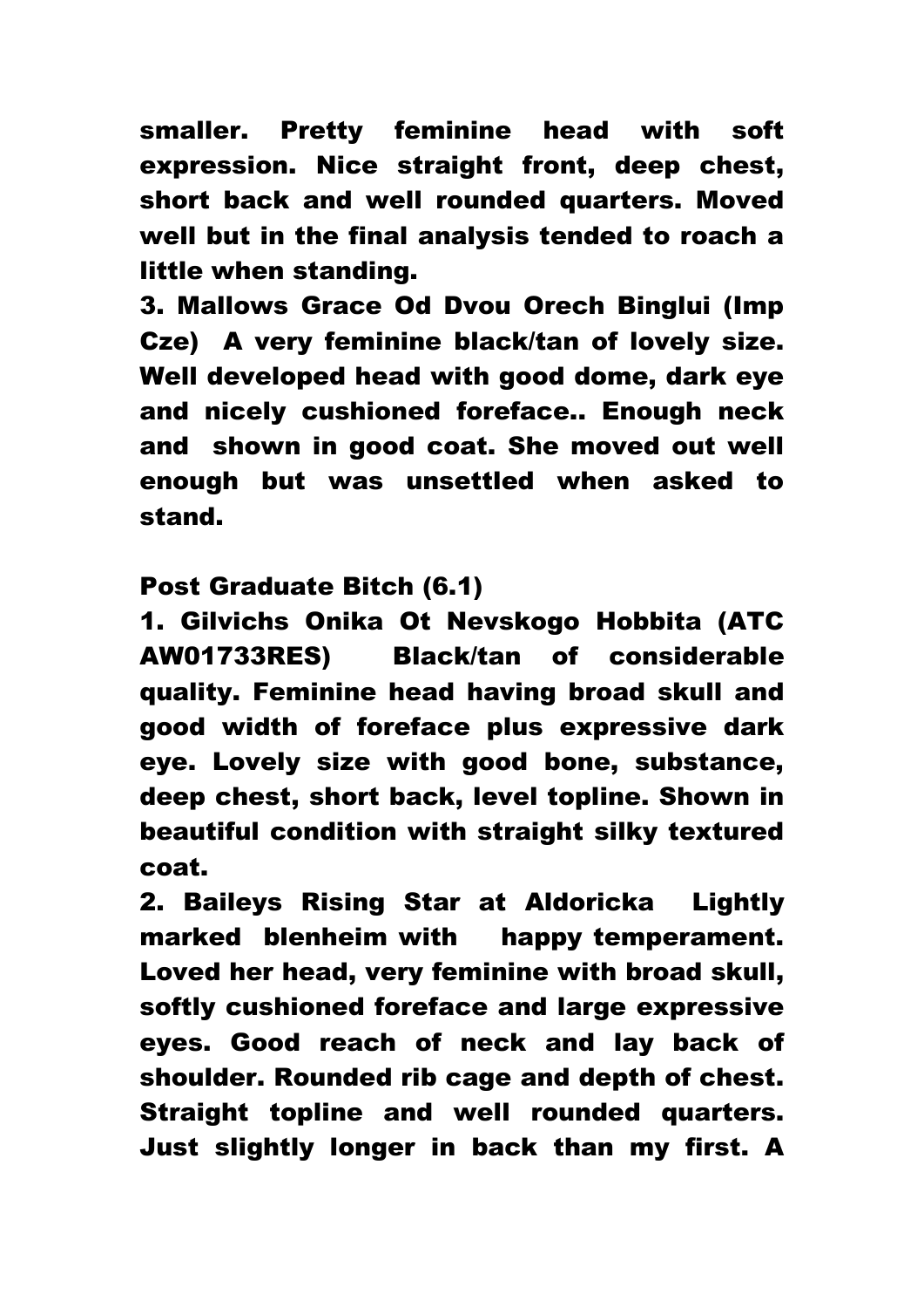smaller. Pretty feminine head with soft expression. Nice straight front, deep chest, short back and well rounded quarters. Moved well but in the final analysis tended to roach a little when standing.

3. Mallows Grace Od Dvou Orech Binglui (Imp Cze) A very feminine black/tan of lovely size. Well developed head with good dome, dark eye and nicely cushioned foreface.. Enough neck and shown in good coat. She moved out well enough but was unsettled when asked to stand.

**Post Graduate Bitch (6.1)**

1. Gilvichs Onika Ot Nevskogo Hobbita (ATC AW01733RES) Black/tan of considerable quality. Feminine head having broad skull and good width of foreface plus expressive dark eye. Lovely size with good bone, substance, deep chest, short back, level topline. Shown in beautiful condition with straight silky textured coat.

2. Baileys Rising Star at Aldoricka Lightly marked blenheim with happy temperament. Loved her head, very feminine with broad skull, softly cushioned foreface and large expressive eyes. Good reach of neck and lay back of shoulder. Rounded rib cage and depth of chest. Straight topline and well rounded quarters. Just slightly longer in back than my first. A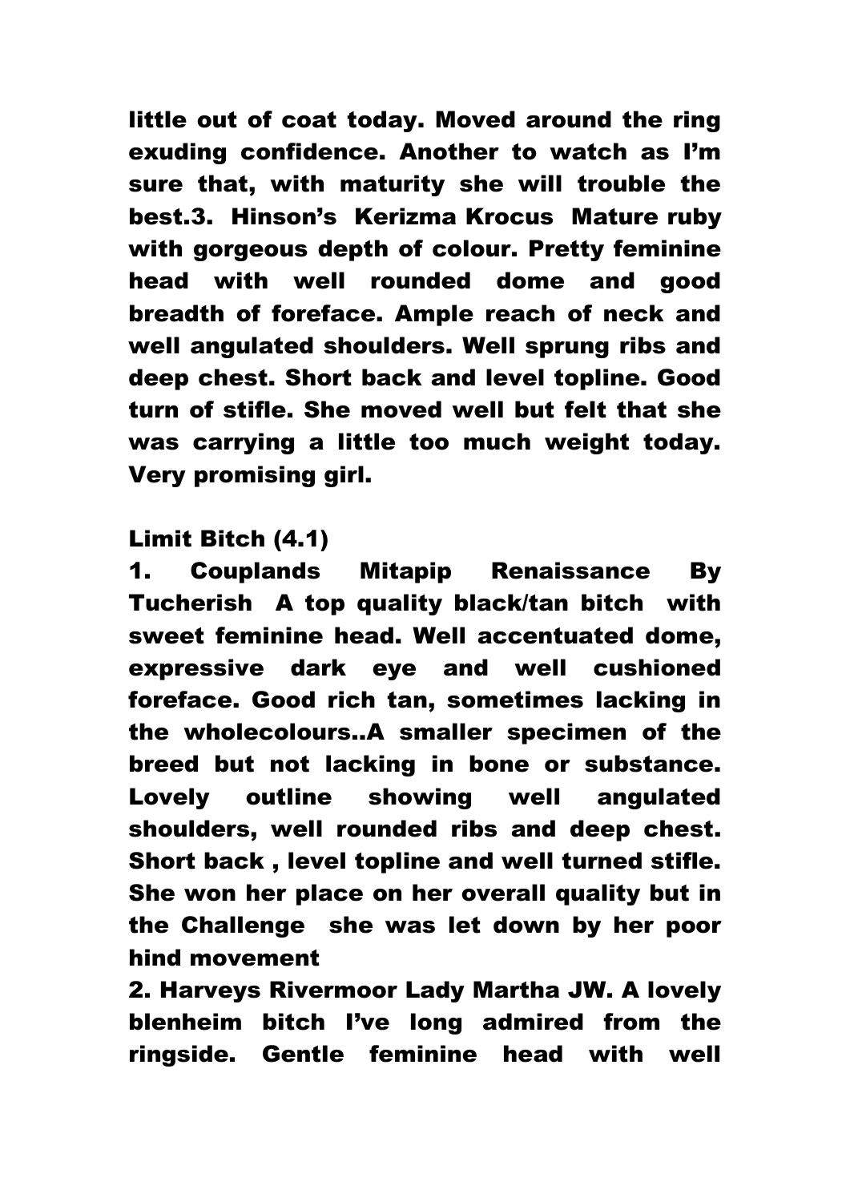little out of coat today. Moved around the ring exuding confidence. Another to watch as I'm sure that, with maturity she will trouble the best.3. Hinson's Kerizma Krocus Mature ruby with gorgeous depth of colour. Pretty feminine head with well rounded dome and good breadth of foreface. Ample reach of neck and well angulated shoulders. Well sprung ribs and deep chest. Short back and level topline. Good turn of stifle. She moved well but felt that she was carrying a little too much weight today. Very promising girl.

Limit Bitch (4.1)

1. Couplands Mitapip Renaissance By Tucherish A top quality black/tan bitch with sweet feminine head. Well accentuated dome, expressive dark eye and well cushioned foreface. Good rich tan, sometimes lacking in the wholecolours..A smaller specimen of the breed but not lacking in bone or substance. Lovely outline showing well angulated shoulders, well rounded ribs and deep chest. Short back , level topline and well turned stifle. She won her place on her overall quality but in the Challenge she was let down by her poor hind movement

2. Harveys Rivermoor Lady Martha JW. A lovely blenheim bitch I've long admired from the ringside. Gentle feminine head with well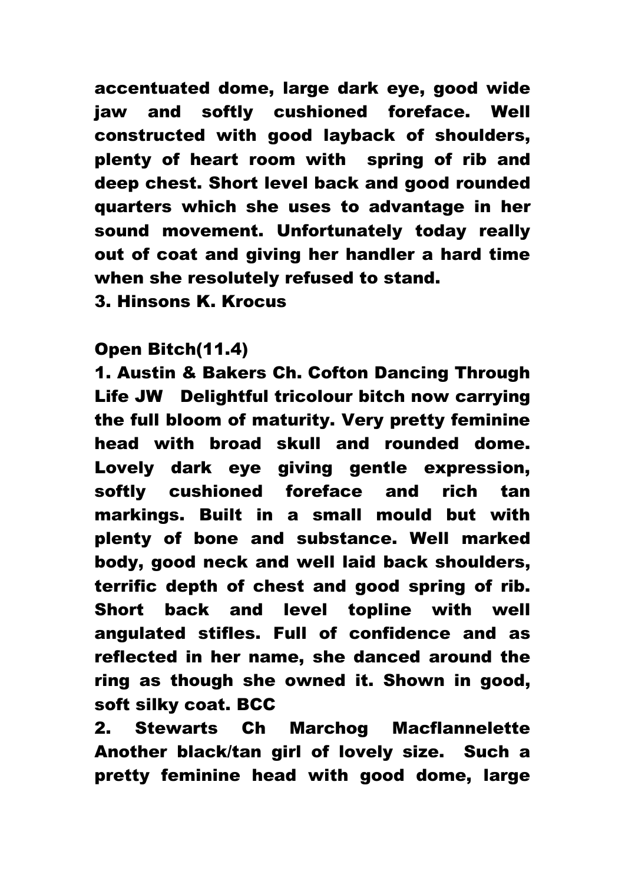accentuated dome, large dark eye, good wide jaw and softly cushioned foreface. Well constructed with good layback of shoulders, plenty of heart room with spring of rib and deep chest. Short level back and good rounded quarters which she uses to advantage in her sound movement. Unfortunately today really out of coat and giving her handler a hard time when she resolutely refused to stand.

3. Hinsons K. Krocus

**Open Bitch(11.4)**

1. Austin & Bakers Ch. Cofton Dancing Through Life JW Delightful tricolour bitch now carrying the full bloom of maturity. Very pretty feminine head with broad skull and rounded dome. Lovely dark eye giving gentle expression, softly cushioned foreface and rich tan markings. Built in a small mould but with plenty of bone and substance. Well marked body, good neck and well laid back shoulders, terrific depth of chest and good spring of rib. Short back and level topline with well angulated stifles. Full of confidence and as reflected in her name, she danced around the ring as though she owned it. Shown in good, soft silky coat. BCC
2. Stewarts Ch Marchog Macflannelette Another black/tan girl of lovely size. Such a pretty feminine head with good dome, large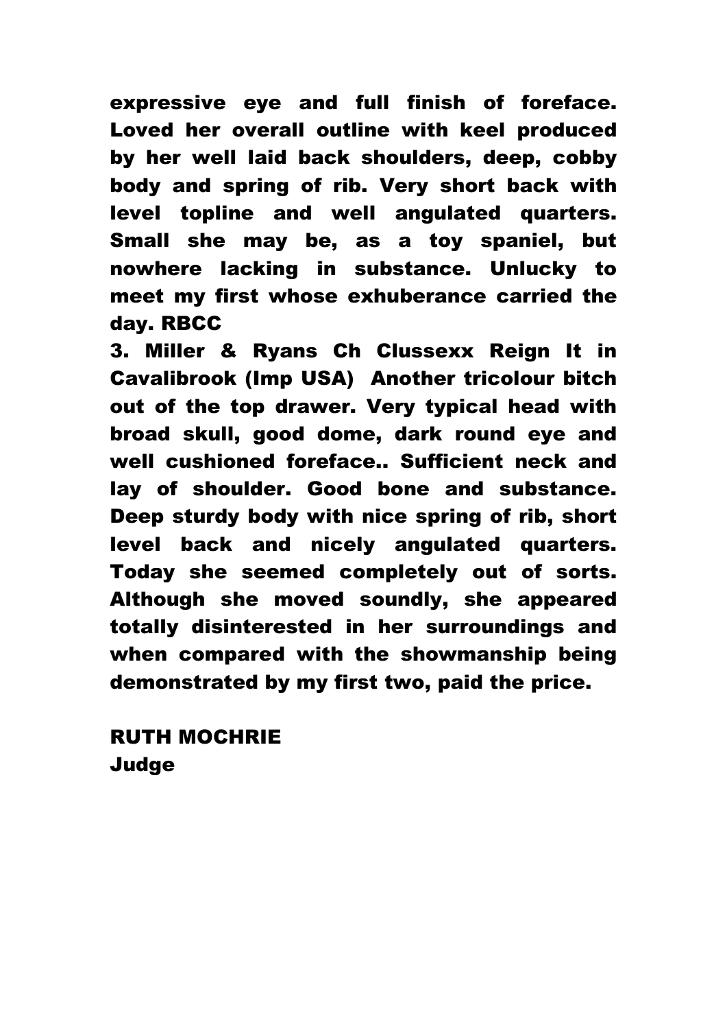**expressive eye and full finish of foreface. Loved her overall outline with keel produced by her well laid back shoulders, deep, cobby body and spring of rib. Very short back with level topline and well angulated quarters. Small she may be, as a toy spaniel, but nowhere lacking in substance. Unlucky to meet my first whose exhuberance carried the day. RBCC**

**3. Miller & Ryans Ch Clussexx Reign It in Cavalibrook (Imp USA) Another tricolour bitch out of the top drawer. Very typical head with broad skull, good dome, dark round eye and well cushioned foreface.. Sufficient neck and lay of shoulder. Good bone and substance. Deep sturdy body with nice spring of rib, short level back and nicely angulated quarters. Today she seemed completely out of sorts. Although she moved soundly, she appeared totally disinterested in her surroundings and when compared with the showmanship being demonstrated by my first two, paid the price.**

**RUTH MOCHRIE**
**Judge**